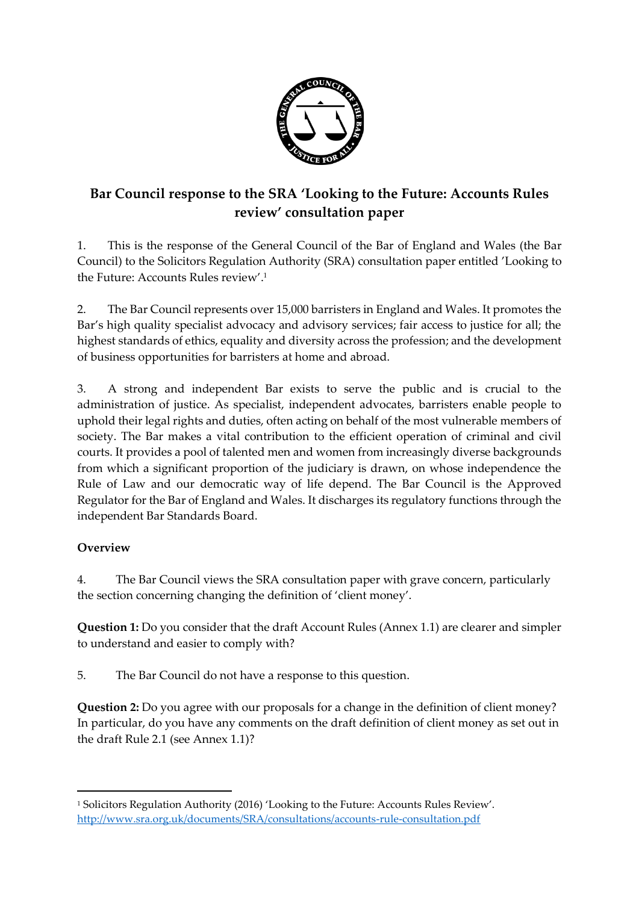# Bar Council response to the SRA 'Looking to the Future: Accounts Rules review' consultation paper

1. This is the response of the General Council of the Bar of England and Wales (the Bar Council) to the Solicitors Regulation Authority (SRA) consultation paper entitled 'Looking to the Future: Accounts Rules review'.[1]

2. The Bar Council represents over 15,000 barristers in England and Wales. It promotes the Bar's high quality specialist advocacy and advisory services; fair access to justice for all; the highest standards of ethics, equality and diversity across the profession; and the development of business opportunities for barristers at home and abroad.

3. A strong and independent Bar exists to serve the public and is crucial to the administration of justice. As specialist, independent advocates, barristers enable people to uphold their legal rights and duties, often acting on behalf of the most vulnerable members of society. The Bar makes a vital contribution to the efficient operation of criminal and civil courts. It provides a pool of talented men and women from increasingly diverse backgrounds from which a significant proportion of the judiciary is drawn, on whose independence the Rule of Law and our democratic way of life depend. The Bar Council is the Approved Regulator for the Bar of England and Wales. It discharges its regulatory functions through the independent Bar Standards Board.

**Overview**

4. The Bar Council views the SRA consultation paper with grave concern, particularly the section concerning changing the definition of 'client money'.

**Question 1:** Do you consider that the draft Account Rules (Annex 1.1) are clearer and simpler to understand and easier to comply with?

5. The Bar Council do not have a response to this question.

**Question 2:** Do you agree with our proposals for a change in the definition of client money? In particular, do you have any comments on the draft definition of client money as set out in the draft Rule 2.1 (see Annex 1.1)?

---

[1] Solicitors Regulation Authority (2016) 'Looking to the Future: Accounts Rules Review'. http://www.sra.org.uk/documents/SRA/consultations/accounts-rule-consultation.pdf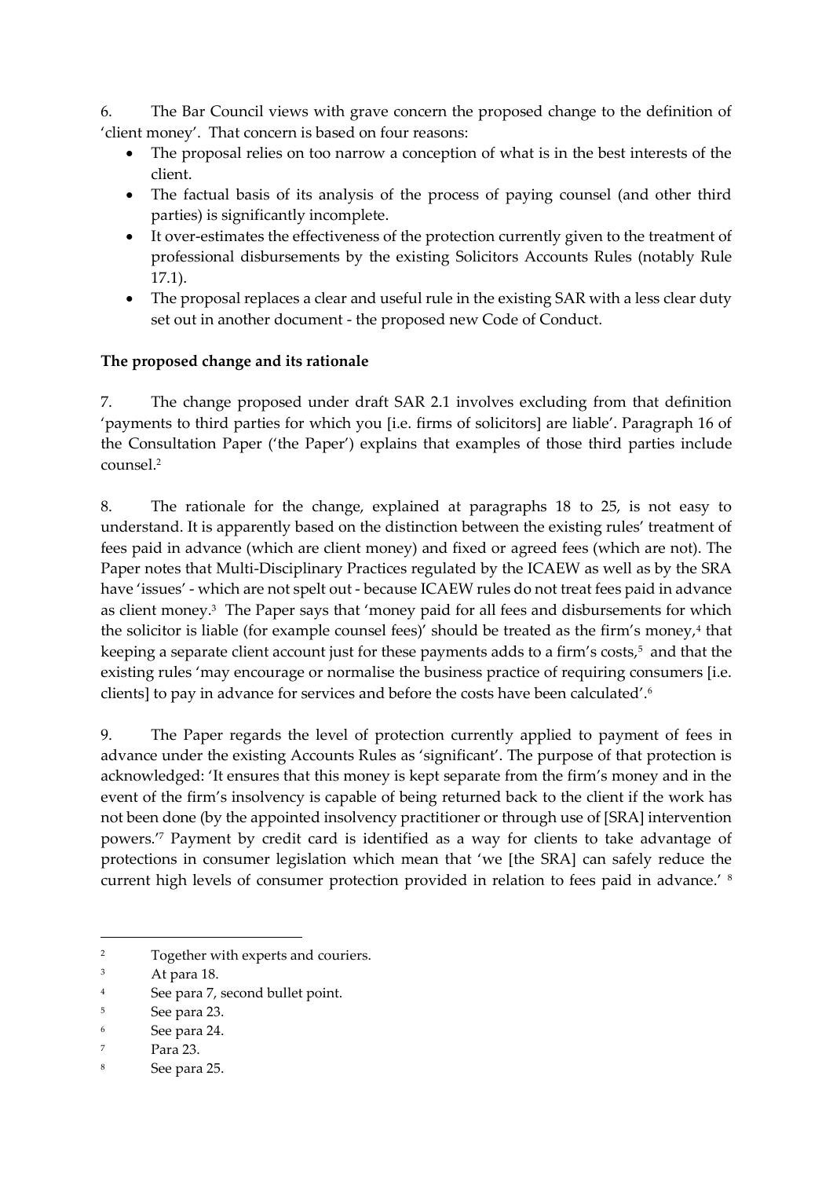6. The Bar Council views with grave concern the proposed change to the definition of 'client money'. That concern is based on four reasons:

- The proposal relies on too narrow a conception of what is in the best interests of the client.
- The factual basis of its analysis of the process of paying counsel (and other third parties) is significantly incomplete.
- It over-estimates the effectiveness of the protection currently given to the treatment of professional disbursements by the existing Solicitors Accounts Rules (notably Rule 17.1).
- The proposal replaces a clear and useful rule in the existing SAR with a less clear duty set out in another document - the proposed new Code of Conduct.

**The proposed change and its rationale**

7. The change proposed under draft SAR 2.1 involves excluding from that definition 'payments to third parties for which you [i.e. firms of solicitors] are liable'. Paragraph 16 of the Consultation Paper ('the Paper') explains that examples of those third parties include counsel.[2]

8. The rationale for the change, explained at paragraphs 18 to 25, is not easy to understand. It is apparently based on the distinction between the existing rules' treatment of fees paid in advance (which are client money) and fixed or agreed fees (which are not). The Paper notes that Multi-Disciplinary Practices regulated by the ICAEW as well as by the SRA have 'issues' - which are not spelt out - because ICAEW rules do not treat fees paid in advance as client money.[3] The Paper says that 'money paid for all fees and disbursements for which the solicitor is liable (for example counsel fees)' should be treated as the firm's money,[4] that keeping a separate client account just for these payments adds to a firm's costs,[5] and that the existing rules 'may encourage or normalise the business practice of requiring consumers [i.e. clients] to pay in advance for services and before the costs have been calculated'.[6]

9. The Paper regards the level of protection currently applied to payment of fees in advance under the existing Accounts Rules as 'significant'. The purpose of that protection is acknowledged: 'It ensures that this money is kept separate from the firm's money and in the event of the firm's insolvency is capable of being returned back to the client if the work has not been done (by the appointed insolvency practitioner or through use of [SRA] intervention powers.'[7] Payment by credit card is identified as a way for clients to take advantage of protections in consumer legislation which mean that 'we [the SRA] can safely reduce the current high levels of consumer protection provided in relation to fees paid in advance.' [8]

---

[2] Together with experts and couriers.

[3] At para 18.

[4] See para 7, second bullet point.

[5] See para 23.

[6] See para 24.

[7] Para 23.

[8] See para 25.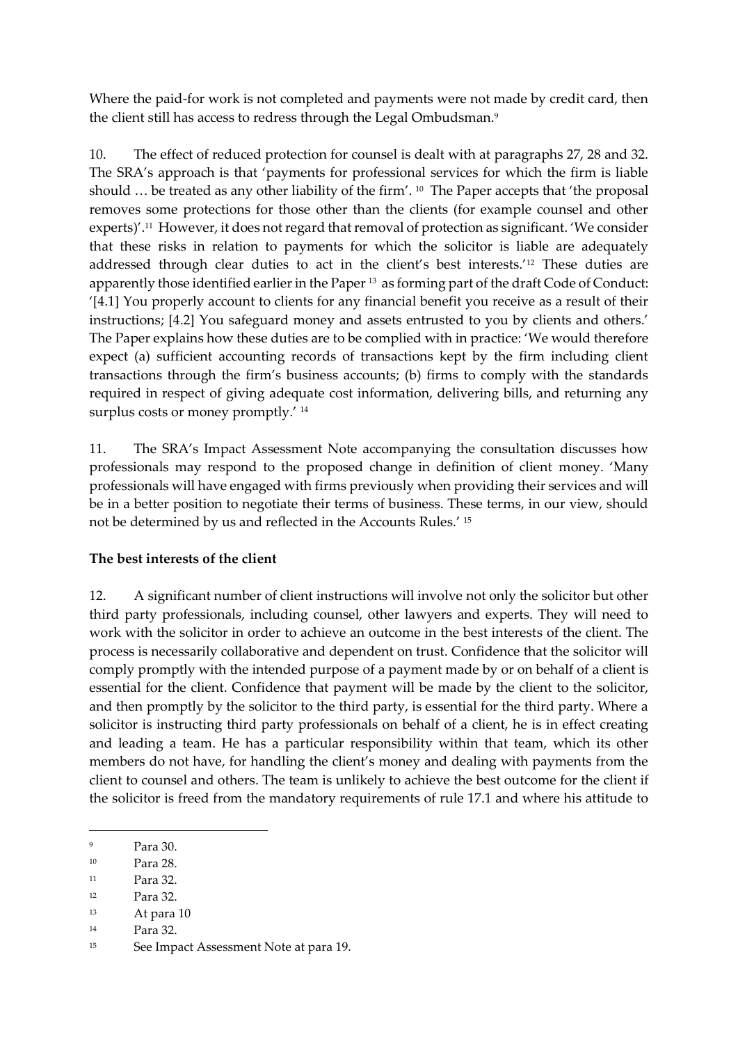Where the paid-for work is not completed and payments were not made by credit card, then the client still has access to redress through the Legal Ombudsman.[9]

10. The effect of reduced protection for counsel is dealt with at paragraphs 27, 28 and 32. The SRA's approach is that 'payments for professional services for which the firm is liable should … be treated as any other liability of the firm'. [10] The Paper accepts that 'the proposal removes some protections for those other than the clients (for example counsel and other experts)'.[11] However, it does not regard that removal of protection as significant. 'We consider that these risks in relation to payments for which the solicitor is liable are adequately addressed through clear duties to act in the client's best interests.'[12] These duties are apparently those identified earlier in the Paper [13] as forming part of the draft Code of Conduct: '[4.1] You properly account to clients for any financial benefit you receive as a result of their instructions; [4.2] You safeguard money and assets entrusted to you by clients and others.' The Paper explains how these duties are to be complied with in practice: 'We would therefore expect (a) sufficient accounting records of transactions kept by the firm including client transactions through the firm's business accounts; (b) firms to comply with the standards required in respect of giving adequate cost information, delivering bills, and returning any surplus costs or money promptly.' [14]

11. The SRA's Impact Assessment Note accompanying the consultation discusses how professionals may respond to the proposed change in definition of client money. 'Many professionals will have engaged with firms previously when providing their services and will be in a better position to negotiate their terms of business. These terms, in our view, should not be determined by us and reflected in the Accounts Rules.' [15]

**The best interests of the client**

12. A significant number of client instructions will involve not only the solicitor but other third party professionals, including counsel, other lawyers and experts. They will need to work with the solicitor in order to achieve an outcome in the best interests of the client. The process is necessarily collaborative and dependent on trust. Confidence that the solicitor will comply promptly with the intended purpose of a payment made by or on behalf of a client is essential for the client. Confidence that payment will be made by the client to the solicitor, and then promptly by the solicitor to the third party, is essential for the third party. Where a solicitor is instructing third party professionals on behalf of a client, he is in effect creating and leading a team. He has a particular responsibility within that team, which its other members do not have, for handling the client's money and dealing with payments from the client to counsel and others. The team is unlikely to achieve the best outcome for the client if the solicitor is freed from the mandatory requirements of rule 17.1 and where his attitude to

---

[9] Para 30.

[10] Para 28.

[11] Para 32.

[12] Para 32.

[13] At para 10

[14] Para 32.

[15] See Impact Assessment Note at para 19.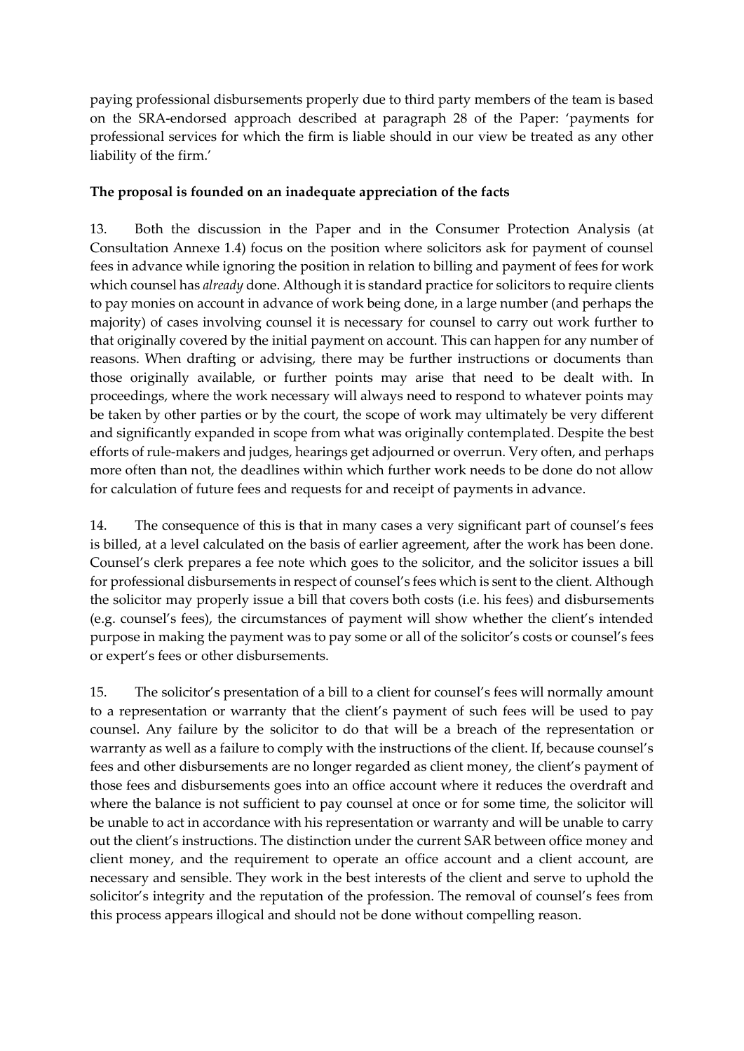paying professional disbursements properly due to third party members of the team is based on the SRA-endorsed approach described at paragraph 28 of the Paper: 'payments for professional services for which the firm is liable should in our view be treated as any other liability of the firm.'

**The proposal is founded on an inadequate appreciation of the facts**

13. Both the discussion in the Paper and in the Consumer Protection Analysis (at Consultation Annexe 1.4) focus on the position where solicitors ask for payment of counsel fees in advance while ignoring the position in relation to billing and payment of fees for work which counsel has *already* done. Although it is standard practice for solicitors to require clients to pay monies on account in advance of work being done, in a large number (and perhaps the majority) of cases involving counsel it is necessary for counsel to carry out work further to that originally covered by the initial payment on account. This can happen for any number of reasons. When drafting or advising, there may be further instructions or documents than those originally available, or further points may arise that need to be dealt with. In proceedings, where the work necessary will always need to respond to whatever points may be taken by other parties or by the court, the scope of work may ultimately be very different and significantly expanded in scope from what was originally contemplated. Despite the best efforts of rule-makers and judges, hearings get adjourned or overrun. Very often, and perhaps more often than not, the deadlines within which further work needs to be done do not allow for calculation of future fees and requests for and receipt of payments in advance.

14. The consequence of this is that in many cases a very significant part of counsel's fees is billed, at a level calculated on the basis of earlier agreement, after the work has been done. Counsel's clerk prepares a fee note which goes to the solicitor, and the solicitor issues a bill for professional disbursements in respect of counsel's fees which is sent to the client. Although the solicitor may properly issue a bill that covers both costs (i.e. his fees) and disbursements (e.g. counsel's fees), the circumstances of payment will show whether the client's intended purpose in making the payment was to pay some or all of the solicitor's costs or counsel's fees or expert's fees or other disbursements.

15. The solicitor's presentation of a bill to a client for counsel's fees will normally amount to a representation or warranty that the client's payment of such fees will be used to pay counsel. Any failure by the solicitor to do that will be a breach of the representation or warranty as well as a failure to comply with the instructions of the client. If, because counsel's fees and other disbursements are no longer regarded as client money, the client's payment of those fees and disbursements goes into an office account where it reduces the overdraft and where the balance is not sufficient to pay counsel at once or for some time, the solicitor will be unable to act in accordance with his representation or warranty and will be unable to carry out the client's instructions. The distinction under the current SAR between office money and client money, and the requirement to operate an office account and a client account, are necessary and sensible. They work in the best interests of the client and serve to uphold the solicitor's integrity and the reputation of the profession. The removal of counsel's fees from this process appears illogical and should not be done without compelling reason.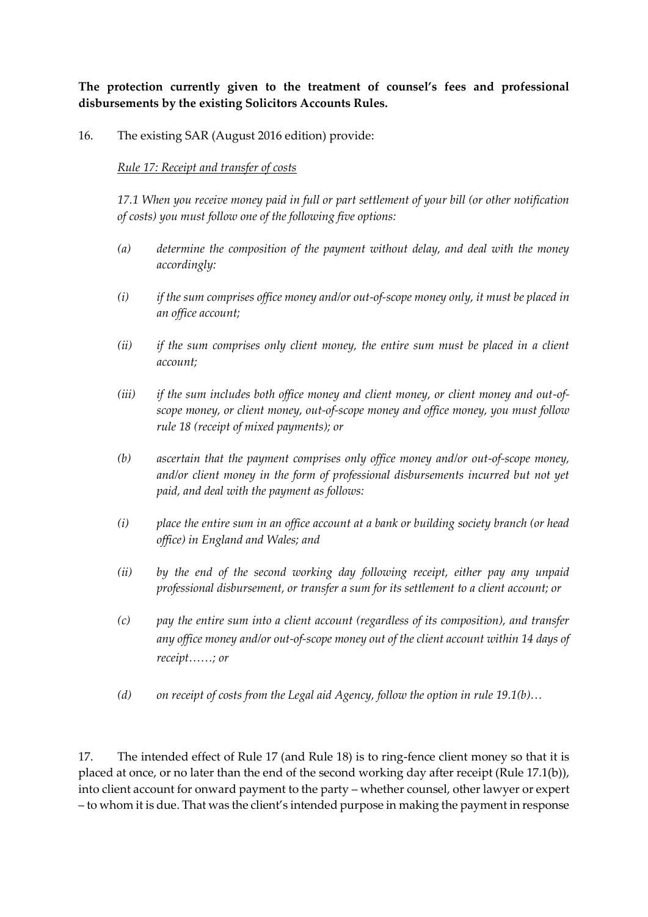**The protection currently given to the treatment of counsel's fees and professional disbursements by the existing Solicitors Accounts Rules.**

16. The existing SAR (August 2016 edition) provide:

*Rule 17: Receipt and transfer of costs*

*17.1 When you receive money paid in full or part settlement of your bill (or other notification of costs) you must follow one of the following five options:*

*(a) determine the composition of the payment without delay, and deal with the money accordingly:*

*(i) if the sum comprises office money and/or out-of-scope money only, it must be placed in an office account;*

*(ii) if the sum comprises only client money, the entire sum must be placed in a client account;*

*(iii) if the sum includes both office money and client money, or client money and out-of-scope money, or client money, out-of-scope money and office money, you must follow rule 18 (receipt of mixed payments); or*

*(b) ascertain that the payment comprises only office money and/or out-of-scope money, and/or client money in the form of professional disbursements incurred but not yet paid, and deal with the payment as follows:*

*(i) place the entire sum in an office account at a bank or building society branch (or head office) in England and Wales; and*

*(ii) by the end of the second working day following receipt, either pay any unpaid professional disbursement, or transfer a sum for its settlement to a client account; or*

*(c) pay the entire sum into a client account (regardless of its composition), and transfer any office money and/or out-of-scope money out of the client account within 14 days of receipt……; or*

*(d) on receipt of costs from the Legal aid Agency, follow the option in rule 19.1(b)…*

17. The intended effect of Rule 17 (and Rule 18) is to ring-fence client money so that it is placed at once, or no later than the end of the second working day after receipt (Rule 17.1(b)), into client account for onward payment to the party – whether counsel, other lawyer or expert – to whom it is due. That was the client's intended purpose in making the payment in response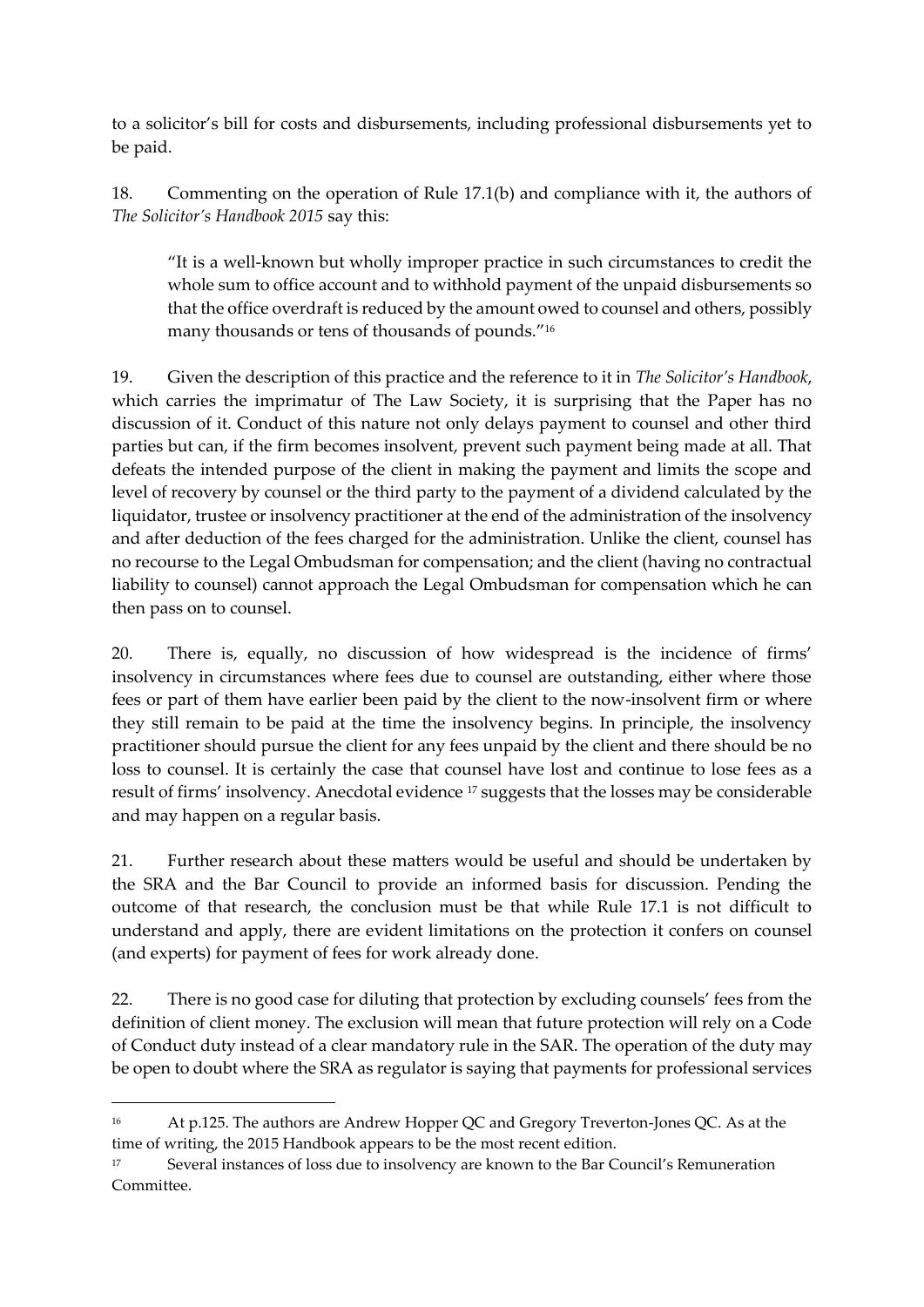to a solicitor's bill for costs and disbursements, including professional disbursements yet to be paid.

18. Commenting on the operation of Rule 17.1(b) and compliance with it, the authors of *The Solicitor's Handbook 2015* say this:

> "It is a well-known but wholly improper practice in such circumstances to credit the whole sum to office account and to withhold payment of the unpaid disbursements so that the office overdraft is reduced by the amount owed to counsel and others, possibly many thousands or tens of thousands of pounds."[16]

19. Given the description of this practice and the reference to it in *The Solicitor's Handbook*, which carries the imprimatur of The Law Society, it is surprising that the Paper has no discussion of it. Conduct of this nature not only delays payment to counsel and other third parties but can, if the firm becomes insolvent, prevent such payment being made at all. That defeats the intended purpose of the client in making the payment and limits the scope and level of recovery by counsel or the third party to the payment of a dividend calculated by the liquidator, trustee or insolvency practitioner at the end of the administration of the insolvency and after deduction of the fees charged for the administration. Unlike the client, counsel has no recourse to the Legal Ombudsman for compensation; and the client (having no contractual liability to counsel) cannot approach the Legal Ombudsman for compensation which he can then pass on to counsel.

20. There is, equally, no discussion of how widespread is the incidence of firms' insolvency in circumstances where fees due to counsel are outstanding, either where those fees or part of them have earlier been paid by the client to the now-insolvent firm or where they still remain to be paid at the time the insolvency begins. In principle, the insolvency practitioner should pursue the client for any fees unpaid by the client and there should be no loss to counsel. It is certainly the case that counsel have lost and continue to lose fees as a result of firms' insolvency. Anecdotal evidence [17] suggests that the losses may be considerable and may happen on a regular basis.

21. Further research about these matters would be useful and should be undertaken by the SRA and the Bar Council to provide an informed basis for discussion. Pending the outcome of that research, the conclusion must be that while Rule 17.1 is not difficult to understand and apply, there are evident limitations on the protection it confers on counsel (and experts) for payment of fees for work already done.

22. There is no good case for diluting that protection by excluding counsels' fees from the definition of client money. The exclusion will mean that future protection will rely on a Code of Conduct duty instead of a clear mandatory rule in the SAR. The operation of the duty may be open to doubt where the SRA as regulator is saying that payments for professional services

---

[16] At p.125. The authors are Andrew Hopper QC and Gregory Treverton-Jones QC. As at the time of writing, the 2015 Handbook appears to be the most recent edition.

[17] Several instances of loss due to insolvency are known to the Bar Council's Remuneration Committee.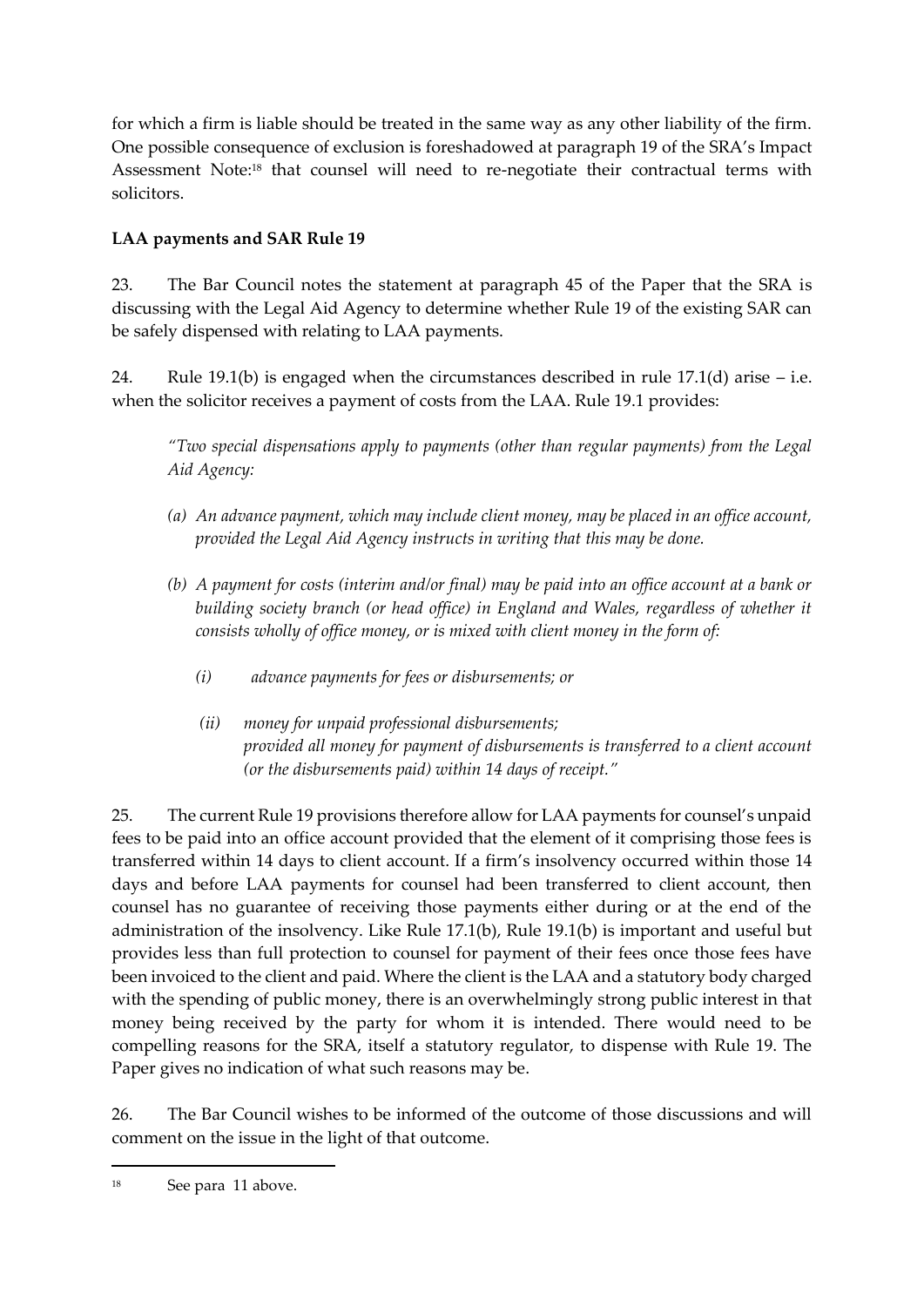for which a firm is liable should be treated in the same way as any other liability of the firm. One possible consequence of exclusion is foreshadowed at paragraph 19 of the SRA's Impact Assessment Note:[18] that counsel will need to re-negotiate their contractual terms with solicitors.

**LAA payments and SAR Rule 19**

23. The Bar Council notes the statement at paragraph 45 of the Paper that the SRA is discussing with the Legal Aid Agency to determine whether Rule 19 of the existing SAR can be safely dispensed with relating to LAA payments.

24. Rule 19.1(b) is engaged when the circumstances described in rule 17.1(d) arise – i.e. when the solicitor receives a payment of costs from the LAA. Rule 19.1 provides:

> *"Two special dispensations apply to payments (other than regular payments) from the Legal Aid Agency:*
>
> *(a) An advance payment, which may include client money, may be placed in an office account, provided the Legal Aid Agency instructs in writing that this may be done.*
>
> *(b) A payment for costs (interim and/or final) may be paid into an office account at a bank or building society branch (or head office) in England and Wales, regardless of whether it consists wholly of office money, or is mixed with client money in the form of:*
>
> *(i) advance payments for fees or disbursements; or*
>
> *(ii) money for unpaid professional disbursements;*
> *provided all money for payment of disbursements is transferred to a client account (or the disbursements paid) within 14 days of receipt."*

25. The current Rule 19 provisions therefore allow for LAA payments for counsel's unpaid fees to be paid into an office account provided that the element of it comprising those fees is transferred within 14 days to client account. If a firm's insolvency occurred within those 14 days and before LAA payments for counsel had been transferred to client account, then counsel has no guarantee of receiving those payments either during or at the end of the administration of the insolvency. Like Rule 17.1(b), Rule 19.1(b) is important and useful but provides less than full protection to counsel for payment of their fees once those fees have been invoiced to the client and paid. Where the client is the LAA and a statutory body charged with the spending of public money, there is an overwhelmingly strong public interest in that money being received by the party for whom it is intended. There would need to be compelling reasons for the SRA, itself a statutory regulator, to dispense with Rule 19. The Paper gives no indication of what such reasons may be.

26. The Bar Council wishes to be informed of the outcome of those discussions and will comment on the issue in the light of that outcome.

---

[18] See para 11 above.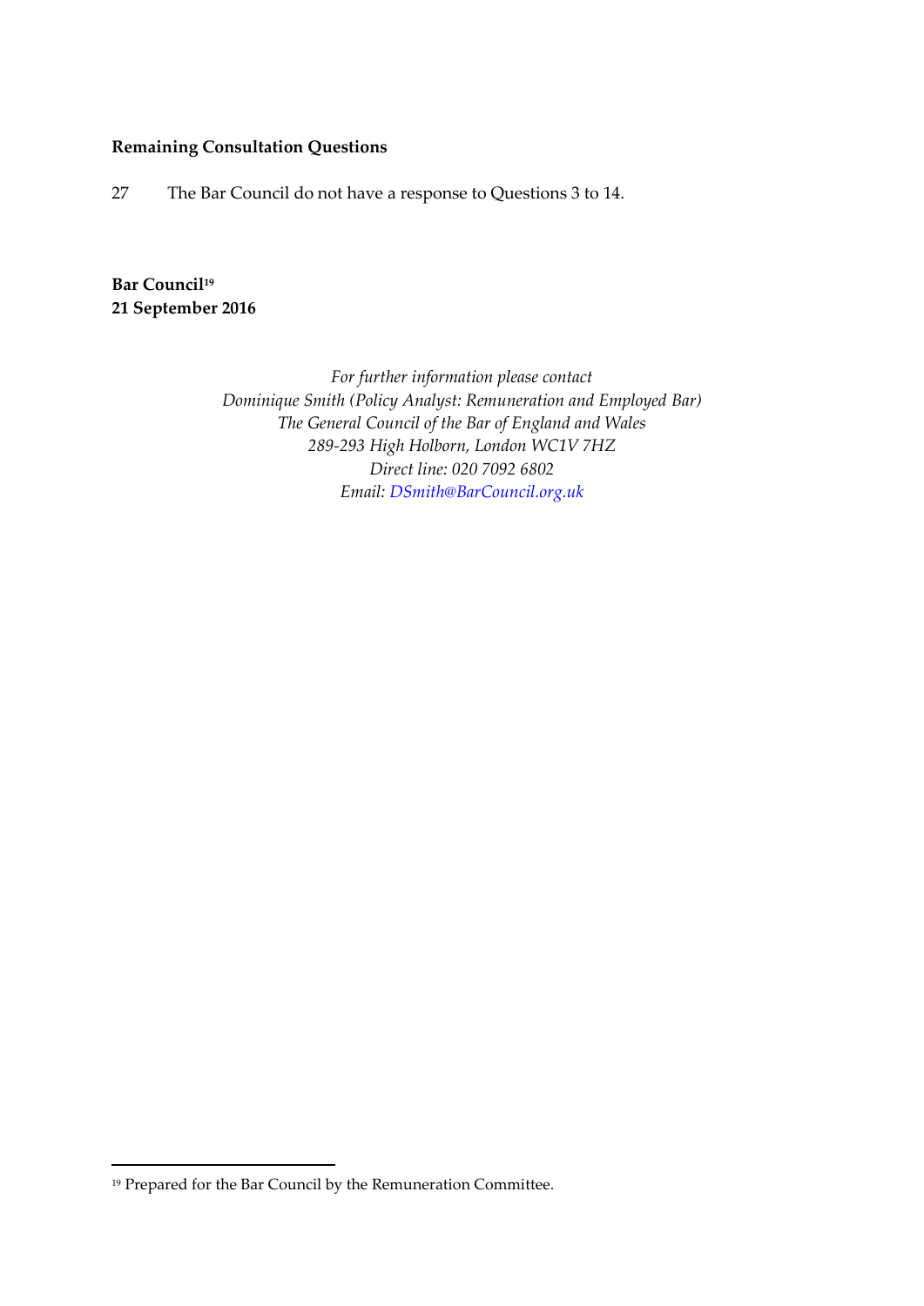**Remaining Consultation Questions**

27 The Bar Council do not have a response to Questions 3 to 14.

**Bar Council**[19]
**21 September 2016**

*For further information please contact*
*Dominique Smith (Policy Analyst: Remuneration and Employed Bar)*
*The General Council of the Bar of England and Wales*
*289-293 High Holborn, London WC1V 7HZ*
*Direct line: 020 7092 6802*
*Email: DSmith@BarCouncil.org.uk*

[19] Prepared for the Bar Council by the Remuneration Committee.